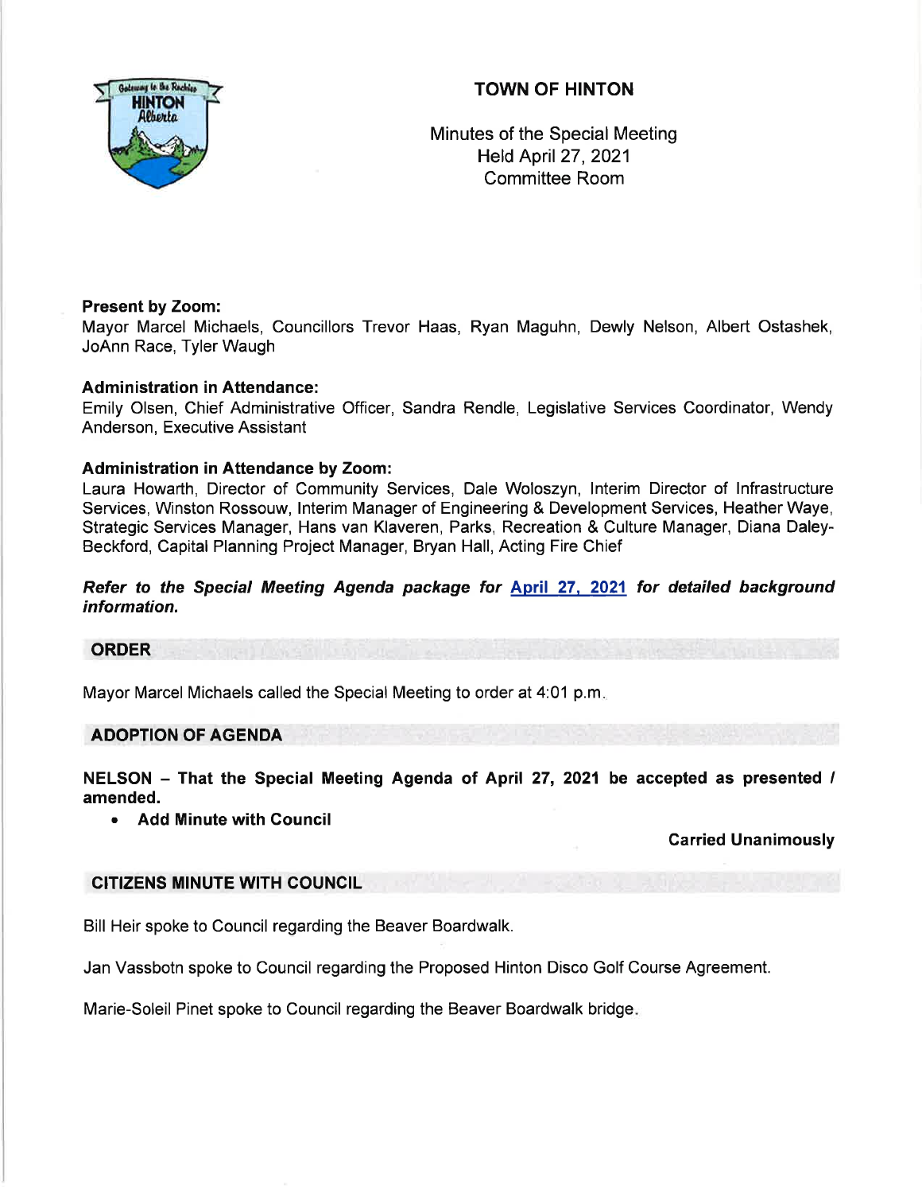# TOWN OF HINTON

Minutes of the Special Meeting
Held April 27, 2021
Committee Room

**Present by Zoom:**
Mayor Marcel Michaels, Councillors Trevor Haas, Ryan Maguhn, Dewly Nelson, Albert Ostashek, JoAnn Race, Tyler Waugh

**Administration in Attendance:**
Emily Olsen, Chief Administrative Officer, Sandra Rendle, Legislative Services Coordinator, Wendy Anderson, Executive Assistant

**Administration in Attendance by Zoom:**
Laura Howarth, Director of Community Services, Dale Woloszyn, Interim Director of Infrastructure Services, Winston Rossouw, Interim Manager of Engineering & Development Services, Heather Waye, Strategic Services Manager, Hans van Klaveren, Parks, Recreation & Culture Manager, Diana Daley-Beckford, Capital Planning Project Manager, Bryan Hall, Acting Fire Chief

***Refer to the Special Meeting Agenda package for April 27, 2021 for detailed background information.***

## ORDER

Mayor Marcel Michaels called the Special Meeting to order at 4:01 p.m.

## ADOPTION OF AGENDA

**NELSON – That the Special Meeting Agenda of April 27, 2021 be accepted as presented / amended.**

- **Add Minute with Council**

**Carried Unanimously**

## CITIZENS MINUTE WITH COUNCIL

Bill Heir spoke to Council regarding the Beaver Boardwalk.

Jan Vassbotn spoke to Council regarding the Proposed Hinton Disco Golf Course Agreement.

Marie-Soleil Pinet spoke to Council regarding the Beaver Boardwalk bridge.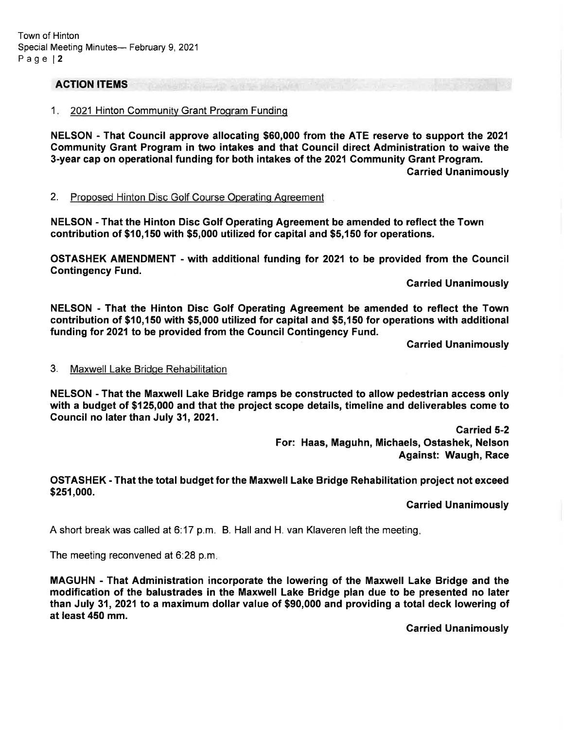## ACTION ITEMS

1. 2021 Hinton Community Grant Program Funding

**NELSON - That Council approve allocating $60,000 from the ATE reserve to support the 2021 Community Grant Program in two intakes and that Council direct Administration to waive the 3-year cap on operational funding for both intakes of the 2021 Community Grant Program.**

**Carried Unanimously**

2. Proposed Hinton Disc Golf Course Operating Agreement

**NELSON - That the Hinton Disc Golf Operating Agreement be amended to reflect the Town contribution of $10,150 with $5,000 utilized for capital and $5,150 for operations.**

**OSTASHEK AMENDMENT - with additional funding for 2021 to be provided from the Council Contingency Fund.**

**Carried Unanimously**

**NELSON - That the Hinton Disc Golf Operating Agreement be amended to reflect the Town contribution of $10,150 with $5,000 utilized for capital and $5,150 for operations with additional funding for 2021 to be provided from the Council Contingency Fund.**

**Carried Unanimously**

3. Maxwell Lake Bridge Rehabilitation

**NELSON - That the Maxwell Lake Bridge ramps be constructed to allow pedestrian access only with a budget of $125,000 and that the project scope details, timeline and deliverables come to Council no later than July 31, 2021.**

**Carried 5-2**
**For: Haas, Maguhn, Michaels, Ostashek, Nelson**
**Against: Waugh, Race**

**OSTASHEK - That the total budget for the Maxwell Lake Bridge Rehabilitation project not exceed $251,000.**

**Carried Unanimously**

A short break was called at 6:17 p.m. B. Hall and H. van Klaveren left the meeting.

The meeting reconvened at 6:28 p.m.

**MAGUHN - That Administration incorporate the lowering of the Maxwell Lake Bridge and the modification of the balustrades in the Maxwell Lake Bridge plan due to be presented no later than July 31, 2021 to a maximum dollar value of $90,000 and providing a total deck lowering of at least 450 mm.**

**Carried Unanimously**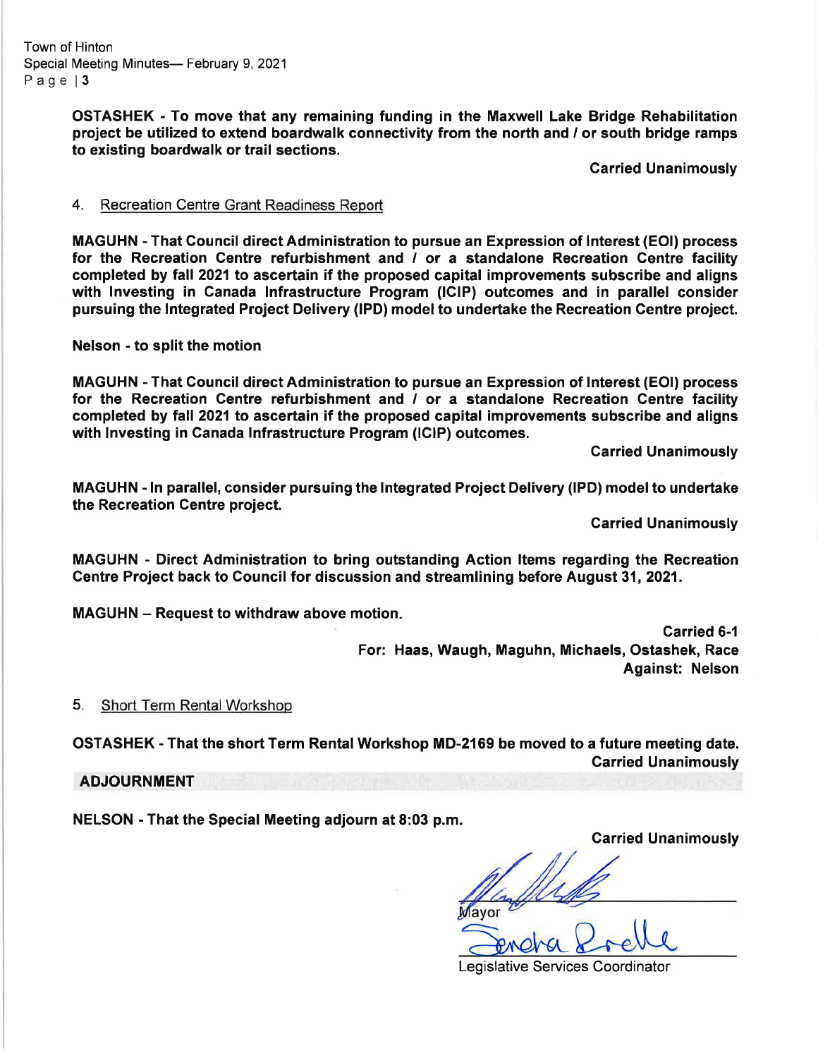**OSTASHEK - To move that any remaining funding in the Maxwell Lake Bridge Rehabilitation project be utilized to extend boardwalk connectivity from the north and / or south bridge ramps to existing boardwalk or trail sections.**

**Carried Unanimously**

4. Recreation Centre Grant Readiness Report

**MAGUHN - That Council direct Administration to pursue an Expression of Interest (EOI) process for the Recreation Centre refurbishment and / or a standalone Recreation Centre facility completed by fall 2021 to ascertain if the proposed capital improvements subscribe and aligns with Investing in Canada Infrastructure Program (ICIP) outcomes and in parallel consider pursuing the Integrated Project Delivery (IPD) model to undertake the Recreation Centre project.**

**Nelson - to split the motion**

**MAGUHN - That Council direct Administration to pursue an Expression of Interest (EOI) process for the Recreation Centre refurbishment and / or a standalone Recreation Centre facility completed by fall 2021 to ascertain if the proposed capital improvements subscribe and aligns with Investing in Canada Infrastructure Program (ICIP) outcomes.**

**Carried Unanimously**

**MAGUHN - In parallel, consider pursuing the Integrated Project Delivery (IPD) model to undertake the Recreation Centre project.**

**Carried Unanimously**

**MAGUHN - Direct Administration to bring outstanding Action Items regarding the Recreation Centre Project back to Council for discussion and streamlining before August 31, 2021.**

**MAGUHN – Request to withdraw above motion.**

**Carried 6-1**
**For: Haas, Waugh, Maguhn, Michaels, Ostashek, Race**
**Against: Nelson**

5. Short Term Rental Workshop

**OSTASHEK - That the short Term Rental Workshop MD-2169 be moved to a future meeting date.**

**Carried Unanimously**

## ADJOURNMENT

**NELSON - That the Special Meeting adjourn at 8:03 p.m.**

**Carried Unanimously**

Mayor

Legislative Services Coordinator